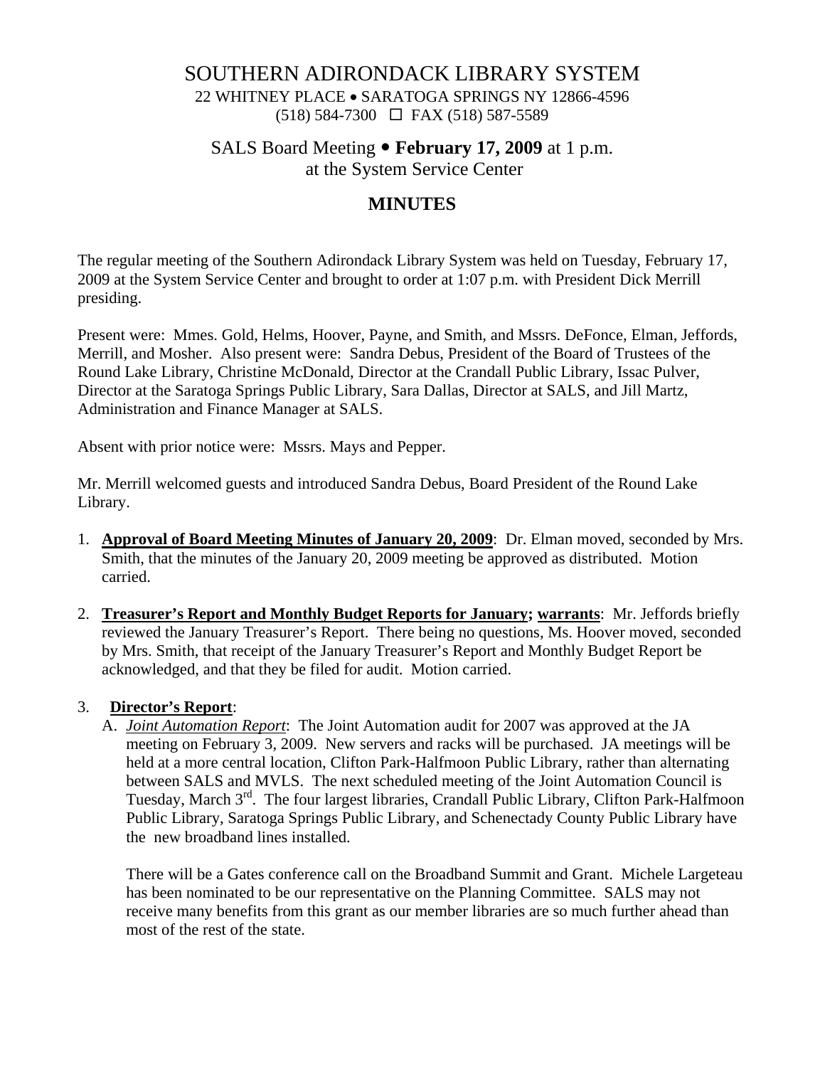# SOUTHERN ADIRONDACK LIBRARY SYSTEM

22 WHITNEY PLACE • SARATOGA SPRINGS NY 12866-4596
(518) 584-7300 ☐ FAX (518) 587-5589

## SALS Board Meeting • **February 17, 2009** at 1 p.m.
## at the System Service Center

## MINUTES

The regular meeting of the Southern Adirondack Library System was held on Tuesday, February 17, 2009 at the System Service Center and brought to order at 1:07 p.m. with President Dick Merrill presiding.

Present were: Mmes. Gold, Helms, Hoover, Payne, and Smith, and Mssrs. DeFonce, Elman, Jeffords, Merrill, and Mosher. Also present were: Sandra Debus, President of the Board of Trustees of the Round Lake Library, Christine McDonald, Director at the Crandall Public Library, Issac Pulver, Director at the Saratoga Springs Public Library, Sara Dallas, Director at SALS, and Jill Martz, Administration and Finance Manager at SALS.

Absent with prior notice were: Mssrs. Mays and Pepper.

Mr. Merrill welcomed guests and introduced Sandra Debus, Board President of the Round Lake Library.

1. **Approval of Board Meeting Minutes of January 20, 2009**: Dr. Elman moved, seconded by Mrs. Smith, that the minutes of the January 20, 2009 meeting be approved as distributed. Motion carried.

2. **Treasurer's Report and Monthly Budget Reports for January; warrants**: Mr. Jeffords briefly reviewed the January Treasurer's Report. There being no questions, Ms. Hoover moved, seconded by Mrs. Smith, that receipt of the January Treasurer's Report and Monthly Budget Report be acknowledged, and that they be filed for audit. Motion carried.

3. **Director's Report**:
   A. *Joint Automation Report*: The Joint Automation audit for 2007 was approved at the JA meeting on February 3, 2009. New servers and racks will be purchased. JA meetings will be held at a more central location, Clifton Park-Halfmoon Public Library, rather than alternating between SALS and MVLS. The next scheduled meeting of the Joint Automation Council is Tuesday, March 3rd. The four largest libraries, Crandall Public Library, Clifton Park-Halfmoon Public Library, Saratoga Springs Public Library, and Schenectady County Public Library have the new broadband lines installed.

   There will be a Gates conference call on the Broadband Summit and Grant. Michele Largeteau has been nominated to be our representative on the Planning Committee. SALS may not receive many benefits from this grant as our member libraries are so much further ahead than most of the rest of the state.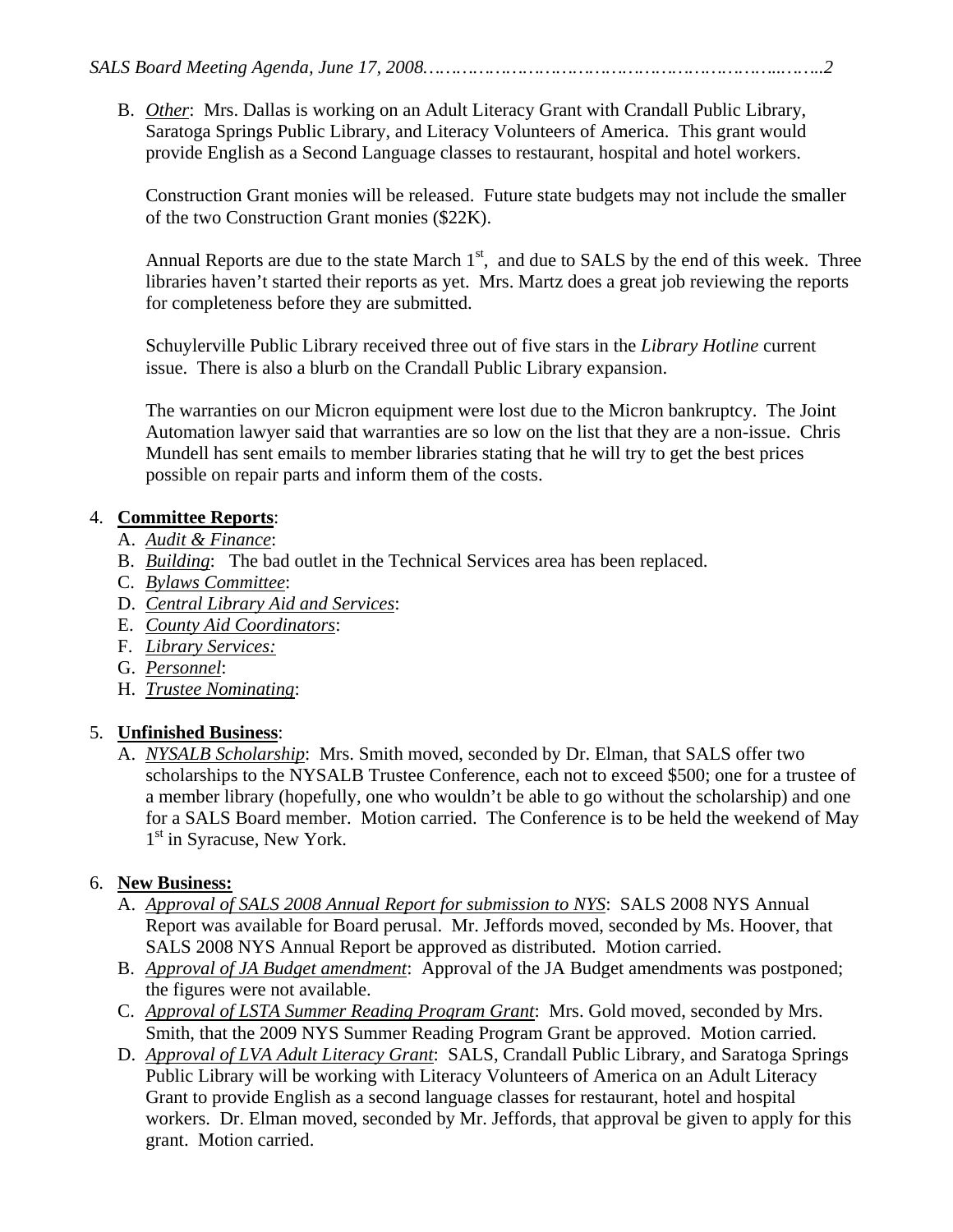B. *Other*: Mrs. Dallas is working on an Adult Literacy Grant with Crandall Public Library, Saratoga Springs Public Library, and Literacy Volunteers of America. This grant would provide English as a Second Language classes to restaurant, hospital and hotel workers.

   Construction Grant monies will be released. Future state budgets may not include the smaller of the two Construction Grant monies ($22K).

   Annual Reports are due to the state March 1st, and due to SALS by the end of this week. Three libraries haven't started their reports as yet. Mrs. Martz does a great job reviewing the reports for completeness before they are submitted.

   Schuylerville Public Library received three out of five stars in the *Library Hotline* current issue. There is also a blurb on the Crandall Public Library expansion.

   The warranties on our Micron equipment were lost due to the Micron bankruptcy. The Joint Automation lawyer said that warranties are so low on the list that they are a non-issue. Chris Mundell has sent emails to member libraries stating that he will try to get the best prices possible on repair parts and inform them of the costs.

4. **Committee Reports**:
   A. *Audit & Finance*:
   B. *Building*: The bad outlet in the Technical Services area has been replaced.
   C. *Bylaws Committee*:
   D. *Central Library Aid and Services*:
   E. *County Aid Coordinators*:
   F. *Library Services:*
   G. *Personnel*:
   H. *Trustee Nominating*:

5. **Unfinished Business**:
   A. *NYSALB Scholarship*: Mrs. Smith moved, seconded by Dr. Elman, that SALS offer two scholarships to the NYSALB Trustee Conference, each not to exceed $500; one for a trustee of a member library (hopefully, one who wouldn't be able to go without the scholarship) and one for a SALS Board member. Motion carried. The Conference is to be held the weekend of May 1st in Syracuse, New York.

6. **New Business:**
   A. *Approval of SALS 2008 Annual Report for submission to NYS*: SALS 2008 NYS Annual Report was available for Board perusal. Mr. Jeffords moved, seconded by Ms. Hoover, that SALS 2008 NYS Annual Report be approved as distributed. Motion carried.
   B. *Approval of JA Budget amendment*: Approval of the JA Budget amendments was postponed; the figures were not available.
   C. *Approval of LSTA Summer Reading Program Grant*: Mrs. Gold moved, seconded by Mrs. Smith, that the 2009 NYS Summer Reading Program Grant be approved. Motion carried.
   D. *Approval of LVA Adult Literacy Grant*: SALS, Crandall Public Library, and Saratoga Springs Public Library will be working with Literacy Volunteers of America on an Adult Literacy Grant to provide English as a second language classes for restaurant, hotel and hospital workers. Dr. Elman moved, seconded by Mr. Jeffords, that approval be given to apply for this grant. Motion carried.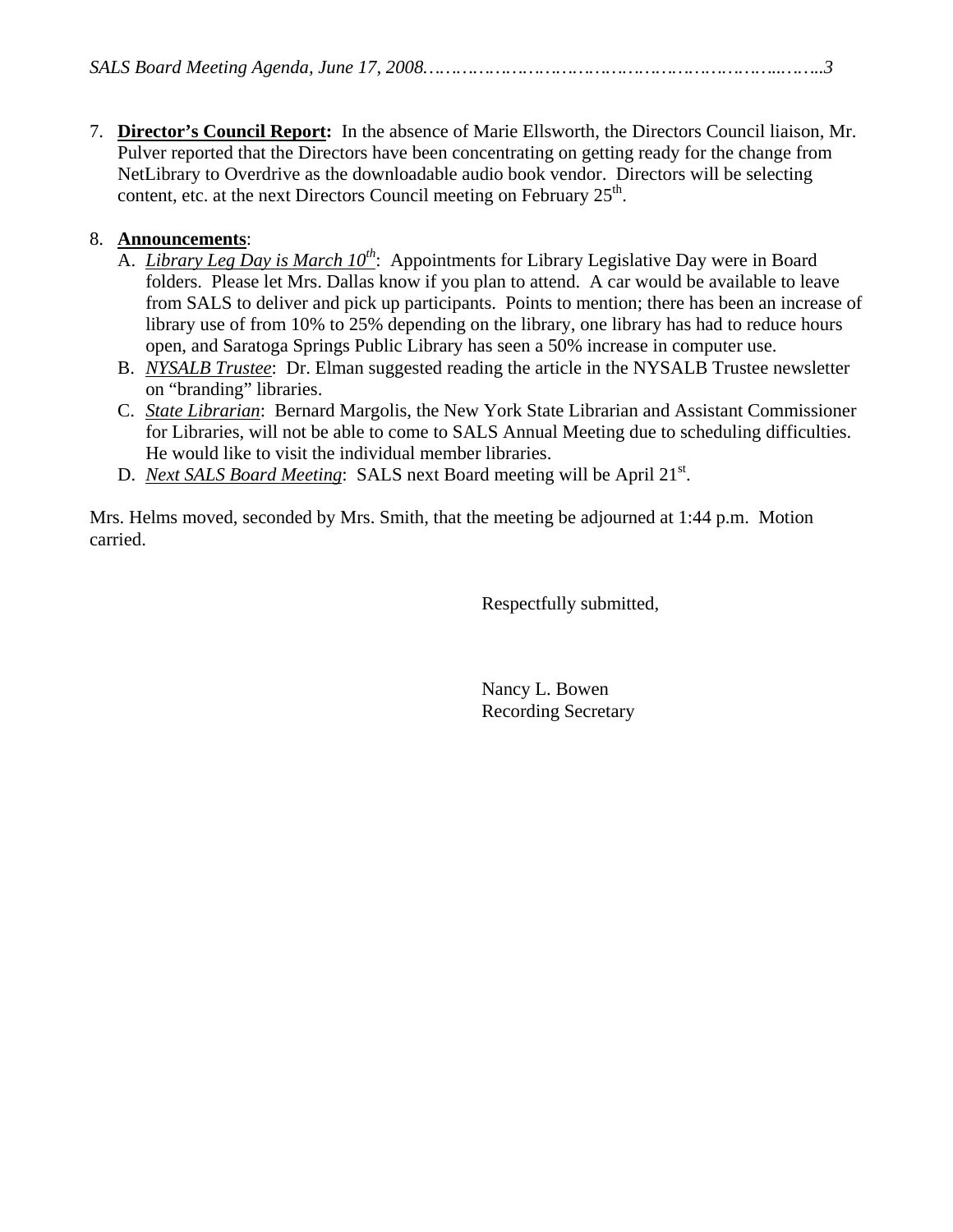7. **Director's Council Report:** In the absence of Marie Ellsworth, the Directors Council liaison, Mr. Pulver reported that the Directors have been concentrating on getting ready for the change from NetLibrary to Overdrive as the downloadable audio book vendor. Directors will be selecting content, etc. at the next Directors Council meeting on February 25th.

8. **Announcements**:
   A. *Library Leg Day is March 10th*: Appointments for Library Legislative Day were in Board folders. Please let Mrs. Dallas know if you plan to attend. A car would be available to leave from SALS to deliver and pick up participants. Points to mention; there has been an increase of library use of from 10% to 25% depending on the library, one library has had to reduce hours open, and Saratoga Springs Public Library has seen a 50% increase in computer use.
   B. *NYSALB Trustee*: Dr. Elman suggested reading the article in the NYSALB Trustee newsletter on "branding" libraries.
   C. *State Librarian*: Bernard Margolis, the New York State Librarian and Assistant Commissioner for Libraries, will not be able to come to SALS Annual Meeting due to scheduling difficulties. He would like to visit the individual member libraries.
   D. *Next SALS Board Meeting*: SALS next Board meeting will be April 21st.

Mrs. Helms moved, seconded by Mrs. Smith, that the meeting be adjourned at 1:44 p.m. Motion carried.

Respectfully submitted,

Nancy L. Bowen
Recording Secretary